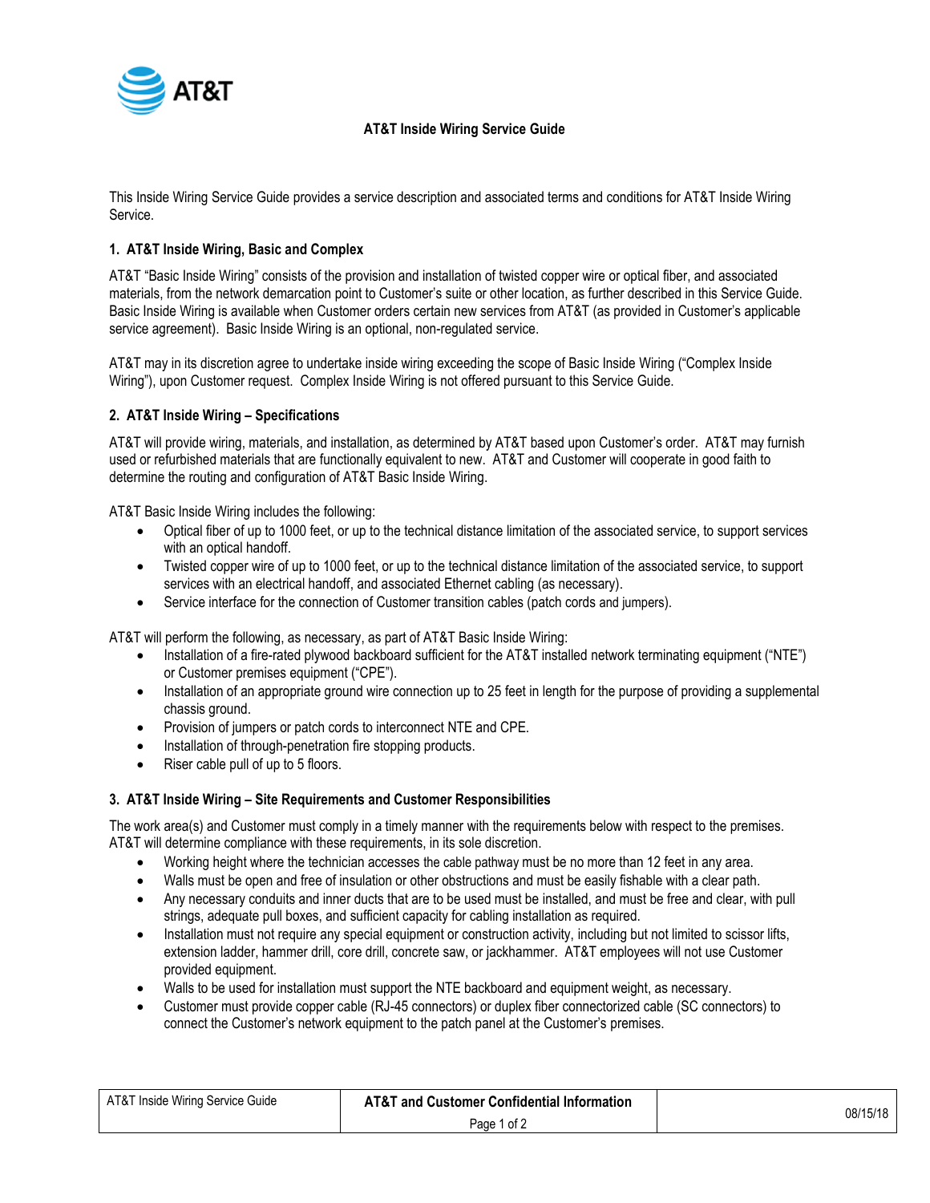# AT&T Inside Wiring Service Guide

This Inside Wiring Service Guide provides a service description and associated terms and conditions for AT&T Inside Wiring Service.

## 1. AT&T Inside Wiring, Basic and Complex

AT&T "Basic Inside Wiring" consists of the provision and installation of twisted copper wire or optical fiber, and associated materials, from the network demarcation point to Customer's suite or other location, as further described in this Service Guide. Basic Inside Wiring is available when Customer orders certain new services from AT&T (as provided in Customer's applicable service agreement). Basic Inside Wiring is an optional, non-regulated service.

AT&T may in its discretion agree to undertake inside wiring exceeding the scope of Basic Inside Wiring ("Complex Inside Wiring"), upon Customer request. Complex Inside Wiring is not offered pursuant to this Service Guide.

## 2. AT&T Inside Wiring – Specifications

AT&T will provide wiring, materials, and installation, as determined by AT&T based upon Customer's order. AT&T may furnish used or refurbished materials that are functionally equivalent to new. AT&T and Customer will cooperate in good faith to determine the routing and configuration of AT&T Basic Inside Wiring.

AT&T Basic Inside Wiring includes the following:

- Optical fiber of up to 1000 feet, or up to the technical distance limitation of the associated service, to support services with an optical handoff.
- Twisted copper wire of up to 1000 feet, or up to the technical distance limitation of the associated service, to support services with an electrical handoff, and associated Ethernet cabling (as necessary).
- Service interface for the connection of Customer transition cables (patch cords and jumpers).

AT&T will perform the following, as necessary, as part of AT&T Basic Inside Wiring:

- Installation of a fire-rated plywood backboard sufficient for the AT&T installed network terminating equipment ("NTE") or Customer premises equipment ("CPE").
- Installation of an appropriate ground wire connection up to 25 feet in length for the purpose of providing a supplemental chassis ground.
- Provision of jumpers or patch cords to interconnect NTE and CPE.
- Installation of through-penetration fire stopping products.
- Riser cable pull of up to 5 floors.

## 3. AT&T Inside Wiring – Site Requirements and Customer Responsibilities

The work area(s) and Customer must comply in a timely manner with the requirements below with respect to the premises. AT&T will determine compliance with these requirements, in its sole discretion.

- Working height where the technician accesses the cable pathway must be no more than 12 feet in any area.
- Walls must be open and free of insulation or other obstructions and must be easily fishable with a clear path.
- Any necessary conduits and inner ducts that are to be used must be installed, and must be free and clear, with pull strings, adequate pull boxes, and sufficient capacity for cabling installation as required.
- Installation must not require any special equipment or construction activity, including but not limited to scissor lifts, extension ladder, hammer drill, core drill, concrete saw, or jackhammer. AT&T employees will not use Customer provided equipment.
- Walls to be used for installation must support the NTE backboard and equipment weight, as necessary.
- Customer must provide copper cable (RJ-45 connectors) or duplex fiber connectorized cable (SC connectors) to connect the Customer's network equipment to the patch panel at the Customer's premises.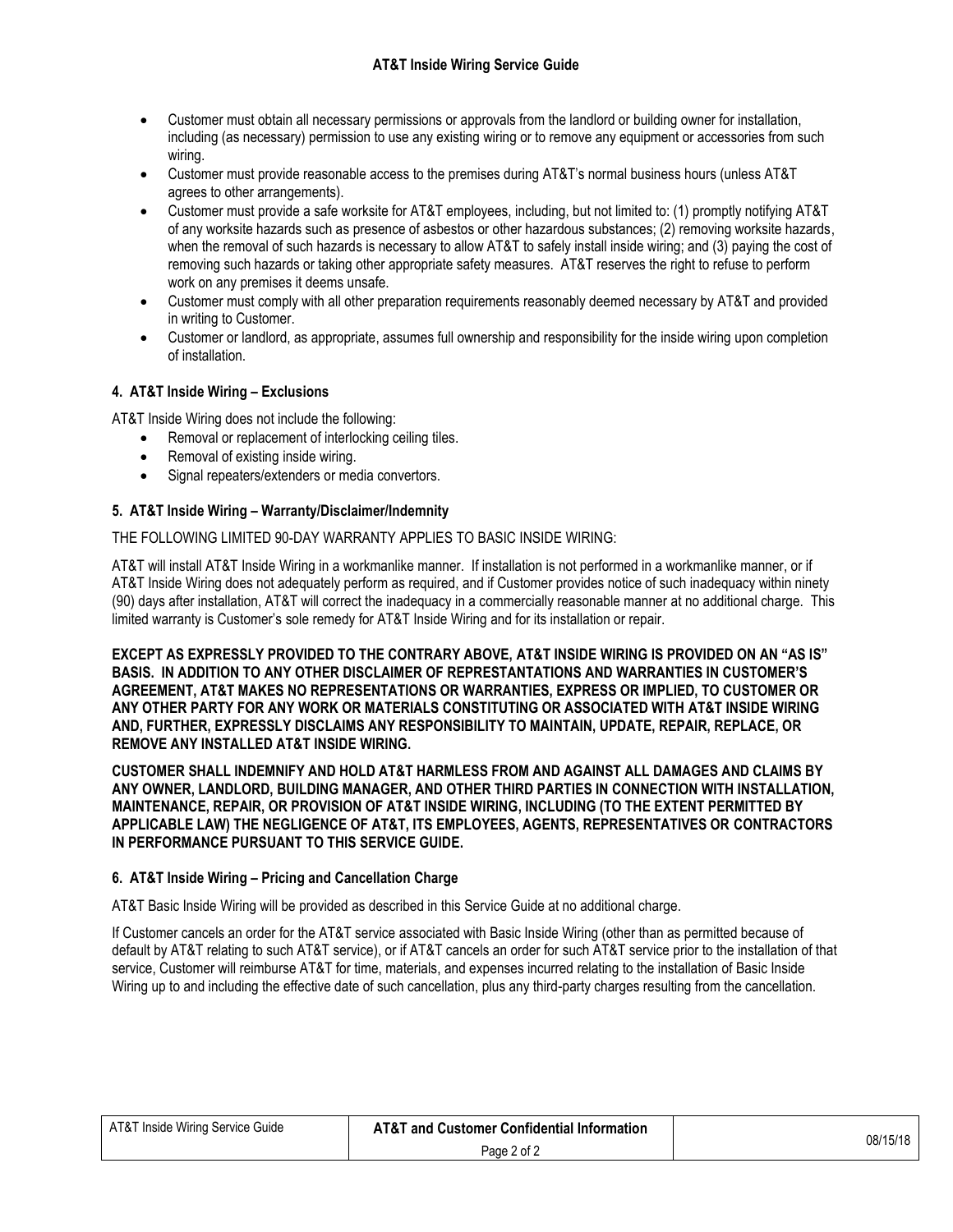- Customer must obtain all necessary permissions or approvals from the landlord or building owner for installation, including (as necessary) permission to use any existing wiring or to remove any equipment or accessories from such wiring.
- Customer must provide reasonable access to the premises during AT&T's normal business hours (unless AT&T agrees to other arrangements).
- Customer must provide a safe worksite for AT&T employees, including, but not limited to: (1) promptly notifying AT&T of any worksite hazards such as presence of asbestos or other hazardous substances; (2) removing worksite hazards, when the removal of such hazards is necessary to allow AT&T to safely install inside wiring; and (3) paying the cost of removing such hazards or taking other appropriate safety measures. AT&T reserves the right to refuse to perform work on any premises it deems unsafe.
- Customer must comply with all other preparation requirements reasonably deemed necessary by AT&T and provided in writing to Customer.
- Customer or landlord, as appropriate, assumes full ownership and responsibility for the inside wiring upon completion of installation.

### 4. AT&T Inside Wiring – Exclusions

AT&T Inside Wiring does not include the following:

- Removal or replacement of interlocking ceiling tiles.
- Removal of existing inside wiring.
- Signal repeaters/extenders or media convertors.

### 5. AT&T Inside Wiring – Warranty/Disclaimer/Indemnity

THE FOLLOWING LIMITED 90-DAY WARRANTY APPLIES TO BASIC INSIDE WIRING:

AT&T will install AT&T Inside Wiring in a workmanlike manner. If installation is not performed in a workmanlike manner, or if AT&T Inside Wiring does not adequately perform as required, and if Customer provides notice of such inadequacy within ninety (90) days after installation, AT&T will correct the inadequacy in a commercially reasonable manner at no additional charge. This limited warranty is Customer's sole remedy for AT&T Inside Wiring and for its installation or repair.

**EXCEPT AS EXPRESSLY PROVIDED TO THE CONTRARY ABOVE, AT&T INSIDE WIRING IS PROVIDED ON AN "AS IS" BASIS. IN ADDITION TO ANY OTHER DISCLAIMER OF REPRESTANTATIONS AND WARRANTIES IN CUSTOMER'S AGREEMENT, AT&T MAKES NO REPRESENTATIONS OR WARRANTIES, EXPRESS OR IMPLIED, TO CUSTOMER OR ANY OTHER PARTY FOR ANY WORK OR MATERIALS CONSTITUTING OR ASSOCIATED WITH AT&T INSIDE WIRING AND, FURTHER, EXPRESSLY DISCLAIMS ANY RESPONSIBILITY TO MAINTAIN, UPDATE, REPAIR, REPLACE, OR REMOVE ANY INSTALLED AT&T INSIDE WIRING.**

**CUSTOMER SHALL INDEMNIFY AND HOLD AT&T HARMLESS FROM AND AGAINST ALL DAMAGES AND CLAIMS BY ANY OWNER, LANDLORD, BUILDING MANAGER, AND OTHER THIRD PARTIES IN CONNECTION WITH INSTALLATION, MAINTENANCE, REPAIR, OR PROVISION OF AT&T INSIDE WIRING, INCLUDING (TO THE EXTENT PERMITTED BY APPLICABLE LAW) THE NEGLIGENCE OF AT&T, ITS EMPLOYEES, AGENTS, REPRESENTATIVES OR CONTRACTORS IN PERFORMANCE PURSUANT TO THIS SERVICE GUIDE.**

### 6. AT&T Inside Wiring – Pricing and Cancellation Charge

AT&T Basic Inside Wiring will be provided as described in this Service Guide at no additional charge.

If Customer cancels an order for the AT&T service associated with Basic Inside Wiring (other than as permitted because of default by AT&T relating to such AT&T service), or if AT&T cancels an order for such AT&T service prior to the installation of that service, Customer will reimburse AT&T for time, materials, and expenses incurred relating to the installation of Basic Inside Wiring up to and including the effective date of such cancellation, plus any third-party charges resulting from the cancellation.